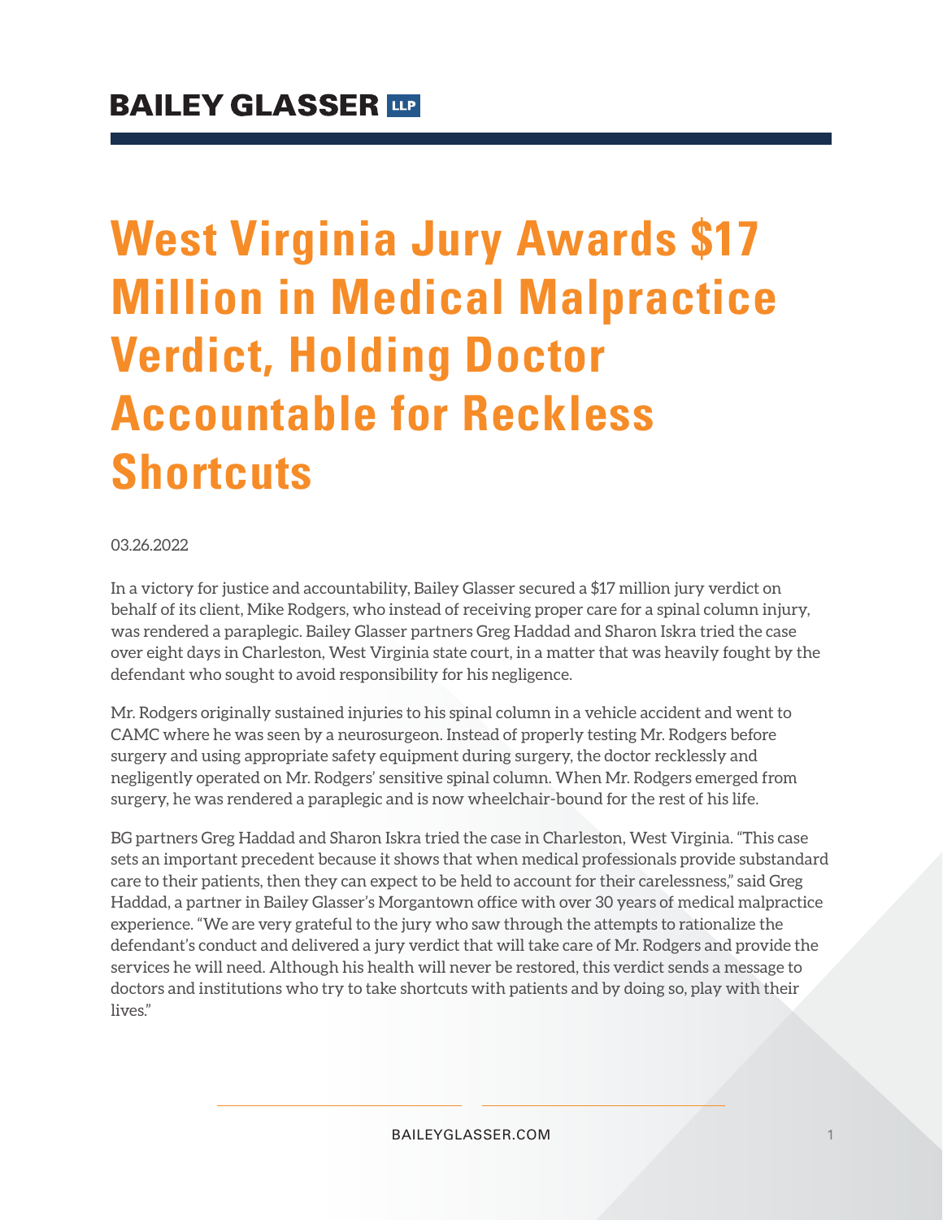**BAILEY GLASSER LLP**

# West Virginia Jury Awards $17 Million in Medical Malpractice Verdict, Holding Doctor Accountable for Reckless Shortcuts

03.26.2022

In a victory for justice and accountability, Bailey Glasser secured a $17 million jury verdict on behalf of its client, Mike Rodgers, who instead of receiving proper care for a spinal column injury, was rendered a paraplegic. Bailey Glasser partners Greg Haddad and Sharon Iskra tried the case over eight days in Charleston, West Virginia state court, in a matter that was heavily fought by the defendant who sought to avoid responsibility for his negligence.

Mr. Rodgers originally sustained injuries to his spinal column in a vehicle accident and went to CAMC where he was seen by a neurosurgeon. Instead of properly testing Mr. Rodgers before surgery and using appropriate safety equipment during surgery, the doctor recklessly and negligently operated on Mr. Rodgers' sensitive spinal column. When Mr. Rodgers emerged from surgery, he was rendered a paraplegic and is now wheelchair-bound for the rest of his life.

BG partners Greg Haddad and Sharon Iskra tried the case in Charleston, West Virginia. "This case sets an important precedent because it shows that when medical professionals provide substandard care to their patients, then they can expect to be held to account for their carelessness," said Greg Haddad, a partner in Bailey Glasser's Morgantown office with over 30 years of medical malpractice experience. "We are very grateful to the jury who saw through the attempts to rationalize the defendant's conduct and delivered a jury verdict that will take care of Mr. Rodgers and provide the services he will need. Although his health will never be restored, this verdict sends a message to doctors and institutions who try to take shortcuts with patients and by doing so, play with their lives."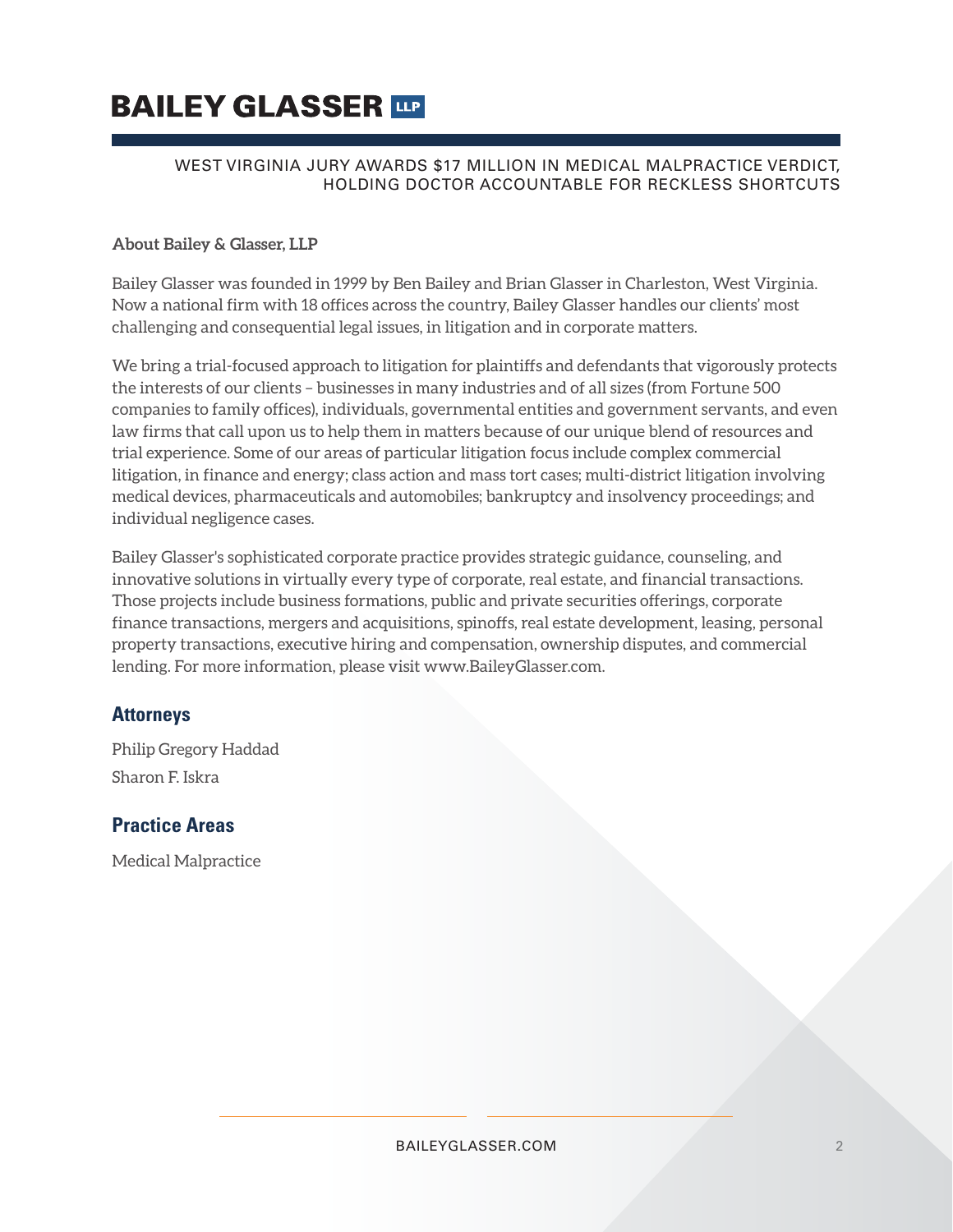**About Bailey & Glasser, LLP**

Bailey Glasser was founded in 1999 by Ben Bailey and Brian Glasser in Charleston, West Virginia. Now a national firm with 18 offices across the country, Bailey Glasser handles our clients' most challenging and consequential legal issues, in litigation and in corporate matters.

We bring a trial-focused approach to litigation for plaintiffs and defendants that vigorously protects the interests of our clients – businesses in many industries and of all sizes (from Fortune 500 companies to family offices), individuals, governmental entities and government servants, and even law firms that call upon us to help them in matters because of our unique blend of resources and trial experience. Some of our areas of particular litigation focus include complex commercial litigation, in finance and energy; class action and mass tort cases; multi-district litigation involving medical devices, pharmaceuticals and automobiles; bankruptcy and insolvency proceedings; and individual negligence cases.

Bailey Glasser's sophisticated corporate practice provides strategic guidance, counseling, and innovative solutions in virtually every type of corporate, real estate, and financial transactions. Those projects include business formations, public and private securities offerings, corporate finance transactions, mergers and acquisitions, spinoffs, real estate development, leasing, personal property transactions, executive hiring and compensation, ownership disputes, and commercial lending. For more information, please visit www.BaileyGlasser.com.

## Attorneys

Philip Gregory Haddad

Sharon F. Iskra

## Practice Areas

Medical Malpractice